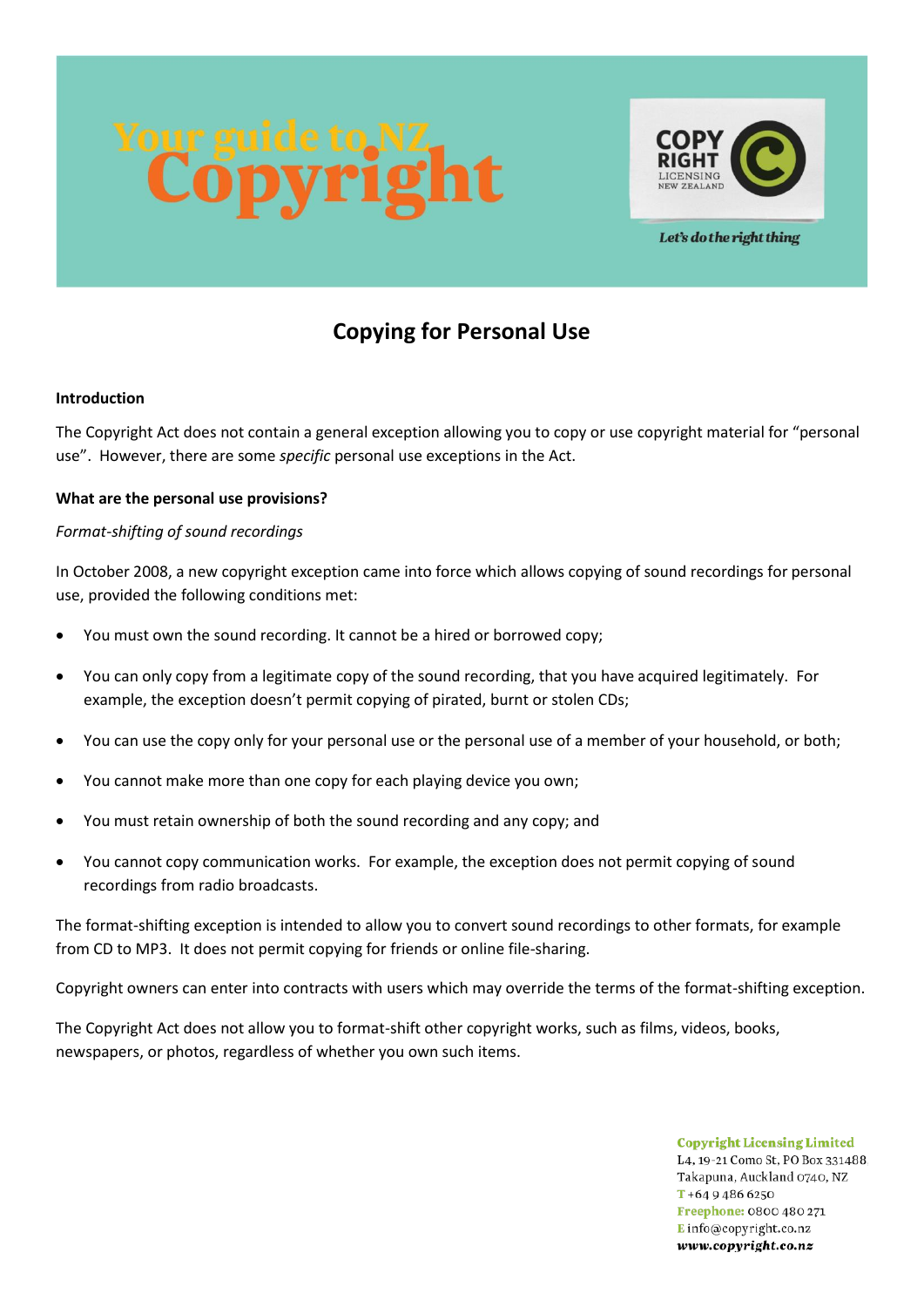# Your guide to NZ Copyright

COPY RIGHT LICENSING NEW ZEALAND

*Let's do the right thing*

## Copying for Personal Use

**Introduction**

The Copyright Act does not contain a general exception allowing you to copy or use copyright material for "personal use". However, there are some *specific* personal use exceptions in the Act.

**What are the personal use provisions?**

*Format-shifting of sound recordings*

In October 2008, a new copyright exception came into force which allows copying of sound recordings for personal use, provided the following conditions met:

- You must own the sound recording. It cannot be a hired or borrowed copy;
- You can only copy from a legitimate copy of the sound recording, that you have acquired legitimately. For example, the exception doesn't permit copying of pirated, burnt or stolen CDs;
- You can use the copy only for your personal use or the personal use of a member of your household, or both;
- You cannot make more than one copy for each playing device you own;
- You must retain ownership of both the sound recording and any copy; and
- You cannot copy communication works. For example, the exception does not permit copying of sound recordings from radio broadcasts.

The format-shifting exception is intended to allow you to convert sound recordings to other formats, for example from CD to MP3. It does not permit copying for friends or online file-sharing.

Copyright owners can enter into contracts with users which may override the terms of the format-shifting exception.

The Copyright Act does not allow you to format-shift other copyright works, such as films, videos, books, newspapers, or photos, regardless of whether you own such items.

**Copyright Licensing Limited**
L4, 19-21 Como St, PO Box 331488
Takapuna, Auckland 0740, NZ
T +64 9 486 6250
Freephone: 0800 480 271
E info@copyright.co.nz
www.copyright.co.nz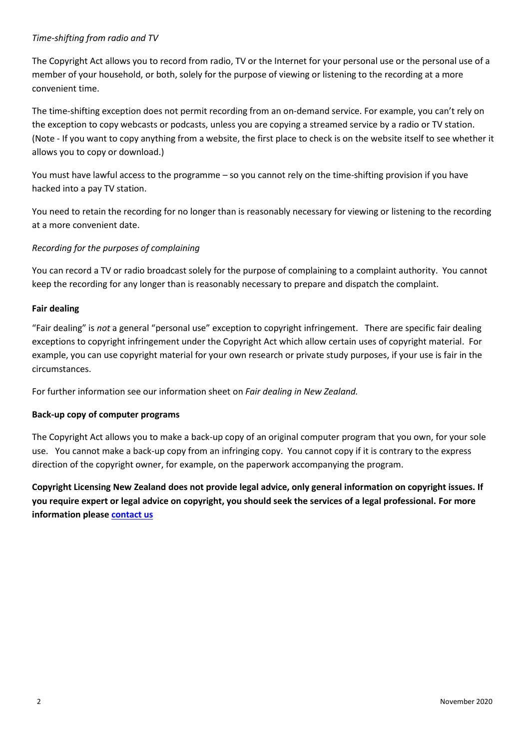*Time-shifting from radio and TV*

The Copyright Act allows you to record from radio, TV or the Internet for your personal use or the personal use of a member of your household, or both, solely for the purpose of viewing or listening to the recording at a more convenient time.

The time-shifting exception does not permit recording from an on-demand service. For example, you can't rely on the exception to copy webcasts or podcasts, unless you are copying a streamed service by a radio or TV station. (Note - If you want to copy anything from a website, the first place to check is on the website itself to see whether it allows you to copy or download.)

You must have lawful access to the programme – so you cannot rely on the time-shifting provision if you have hacked into a pay TV station.

You need to retain the recording for no longer than is reasonably necessary for viewing or listening to the recording at a more convenient date.

*Recording for the purposes of complaining*

You can record a TV or radio broadcast solely for the purpose of complaining to a complaint authority. You cannot keep the recording for any longer than is reasonably necessary to prepare and dispatch the complaint.

**Fair dealing**

"Fair dealing" is *not* a general "personal use" exception to copyright infringement. There are specific fair dealing exceptions to copyright infringement under the Copyright Act which allow certain uses of copyright material. For example, you can use copyright material for your own research or private study purposes, if your use is fair in the circumstances.

For further information see our information sheet on *Fair dealing in New Zealand.*

**Back-up copy of computer programs**

The Copyright Act allows you to make a back-up copy of an original computer program that you own, for your sole use. You cannot make a back-up copy from an infringing copy. You cannot copy if it is contrary to the express direction of the copyright owner, for example, on the paperwork accompanying the program.

**Copyright Licensing New Zealand does not provide legal advice, only general information on copyright issues. If you require expert or legal advice on copyright, you should seek the services of a legal professional. For more information please [contact us]()**